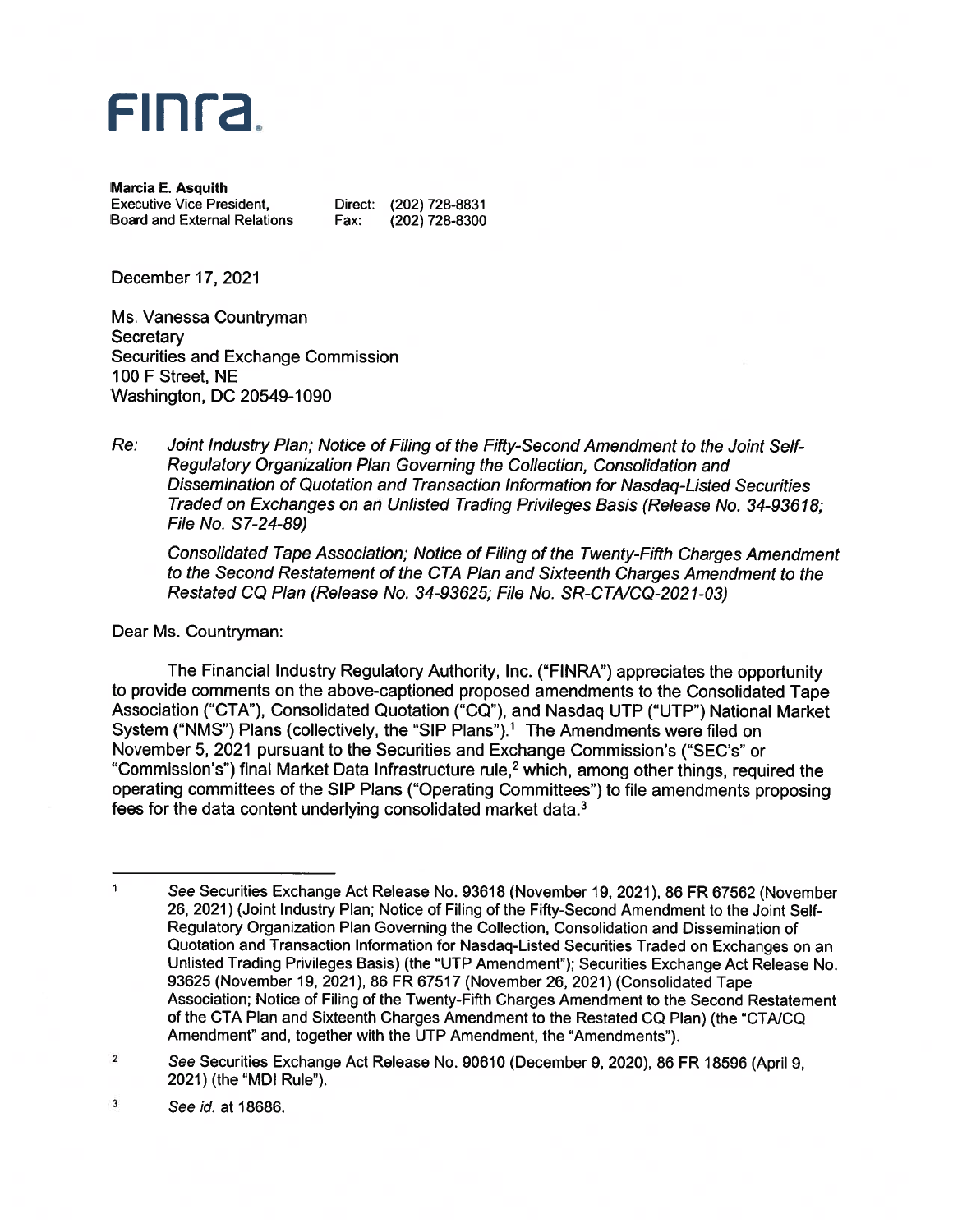# FINRA.

**Marcia E. Asquith**
Executive Vice President,
Board and External Relations

Direct: (202) 728-8831
Fax: (202) 728-8300

December 17, 2021

Ms. Vanessa Countryman
Secretary
Securities and Exchange Commission
100 F Street, NE
Washington, DC 20549-1090

Re: *Joint Industry Plan; Notice of Filing of the Fifty-Second Amendment to the Joint Self-Regulatory Organization Plan Governing the Collection, Consolidation and Dissemination of Quotation and Transaction Information for Nasdaq-Listed Securities Traded on Exchanges on an Unlisted Trading Privileges Basis (Release No. 34-93618; File No. S7-24-89)*

*Consolidated Tape Association; Notice of Filing of the Twenty-Fifth Charges Amendment to the Second Restatement of the CTA Plan and Sixteenth Charges Amendment to the Restated CQ Plan (Release No. 34-93625; File No. SR-CTA/CQ-2021-03)*

Dear Ms. Countryman:

The Financial Industry Regulatory Authority, Inc. ("FINRA") appreciates the opportunity to provide comments on the above-captioned proposed amendments to the Consolidated Tape Association ("CTA"), Consolidated Quotation ("CQ"), and Nasdaq UTP ("UTP") National Market System ("NMS") Plans (collectively, the "SIP Plans").[1] The Amendments were filed on November 5, 2021 pursuant to the Securities and Exchange Commission's ("SEC's" or "Commission's") final Market Data Infrastructure rule,[2] which, among other things, required the operating committees of the SIP Plans ("Operating Committees") to file amendments proposing fees for the data content underlying consolidated market data.[3]

---

1 *See* Securities Exchange Act Release No. 93618 (November 19, 2021), 86 FR 67562 (November 26, 2021) (Joint Industry Plan; Notice of Filing of the Fifty-Second Amendment to the Joint Self-Regulatory Organization Plan Governing the Collection, Consolidation and Dissemination of Quotation and Transaction Information for Nasdaq-Listed Securities Traded on Exchanges on an Unlisted Trading Privileges Basis) (the "UTP Amendment"); Securities Exchange Act Release No. 93625 (November 19, 2021), 86 FR 67517 (November 26, 2021) (Consolidated Tape Association; Notice of Filing of the Twenty-Fifth Charges Amendment to the Second Restatement of the CTA Plan and Sixteenth Charges Amendment to the Restated CQ Plan) (the "CTA/CQ Amendment" and, together with the UTP Amendment, the "Amendments").

2 *See* Securities Exchange Act Release No. 90610 (December 9, 2020), 86 FR 18596 (April 9, 2021) (the "MDI Rule").

3 *See id.* at 18686.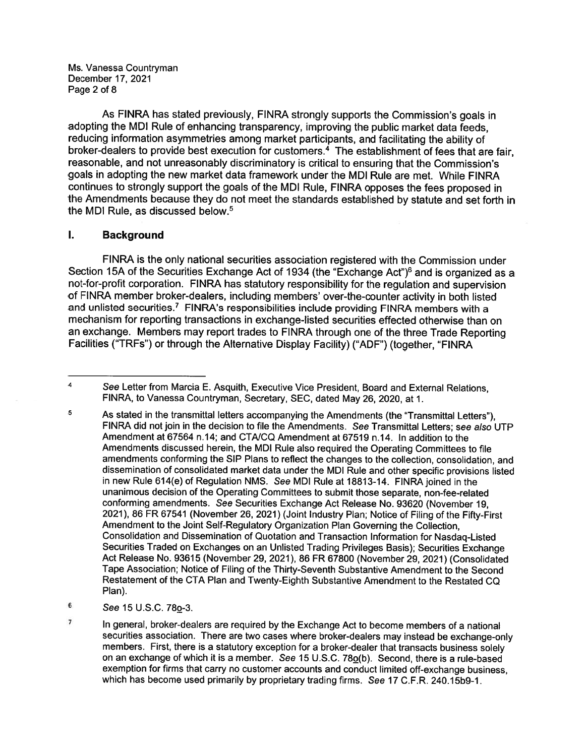As FINRA has stated previously, FINRA strongly supports the Commission's goals in adopting the MDI Rule of enhancing transparency, improving the public market data feeds, reducing information asymmetries among market participants, and facilitating the ability of broker-dealers to provide best execution for customers.[4] The establishment of fees that are fair, reasonable, and not unreasonably discriminatory is critical to ensuring that the Commission's goals in adopting the new market data framework under the MDI Rule are met. While FINRA continues to strongly support the goals of the MDI Rule, FINRA opposes the fees proposed in the Amendments because they do not meet the standards established by statute and set forth in the MDI Rule, as discussed below.[5]

## I. Background

FINRA is the only national securities association registered with the Commission under Section 15A of the Securities Exchange Act of 1934 (the "Exchange Act")[6] and is organized as a not-for-profit corporation. FINRA has statutory responsibility for the regulation and supervision of FINRA member broker-dealers, including members' over-the-counter activity in both listed and unlisted securities.[7] FINRA's responsibilities include providing FINRA members with a mechanism for reporting transactions in exchange-listed securities effected otherwise than on an exchange. Members may report trades to FINRA through one of the three Trade Reporting Facilities ("TRFs") or through the Alternative Display Facility) ("ADF") (together, "FINRA

---

[4] *See* Letter from Marcia E. Asquith, Executive Vice President, Board and External Relations, FINRA, to Vanessa Countryman, Secretary, SEC, dated May 26, 2020, at 1.

[5] As stated in the transmittal letters accompanying the Amendments (the "Transmittal Letters"), FINRA did not join in the decision to file the Amendments. *See* Transmittal Letters; *see also* UTP Amendment at 67564 n.14; and CTA/CQ Amendment at 67519 n.14. In addition to the Amendments discussed herein, the MDI Rule also required the Operating Committees to file amendments conforming the SIP Plans to reflect the changes to the collection, consolidation, and dissemination of consolidated market data under the MDI Rule and other specific provisions listed in new Rule 614(e) of Regulation NMS. *See* MDI Rule at 18813-14. FINRA joined in the unanimous decision of the Operating Committees to submit those separate, non-fee-related conforming amendments. *See* Securities Exchange Act Release No. 93620 (November 19, 2021), 86 FR 67541 (November 26, 2021) (Joint Industry Plan; Notice of Filing of the Fifty-First Amendment to the Joint Self-Regulatory Organization Plan Governing the Collection, Consolidation and Dissemination of Quotation and Transaction Information for Nasdaq-Listed Securities Traded on Exchanges on an Unlisted Trading Privileges Basis); Securities Exchange Act Release No. 93615 (November 29, 2021), 86 FR 67800 (November 29, 2021) (Consolidated Tape Association; Notice of Filing of the Thirty-Seventh Substantive Amendment to the Second Restatement of the CTA Plan and Twenty-Eighth Substantive Amendment to the Restated CQ Plan).

[6] *See* 15 U.S.C. 78o-3.

[7] In general, broker-dealers are required by the Exchange Act to become members of a national securities association. There are two cases where broker-dealers may instead be exchange-only members. First, there is a statutory exception for a broker-dealer that transacts business solely on an exchange of which it is a member. *See* 15 U.S.C. 78o(b). Second, there is a rule-based exemption for firms that carry no customer accounts and conduct limited off-exchange business, which has become used primarily by proprietary trading firms. *See* 17 C.F.R. 240.15b9-1.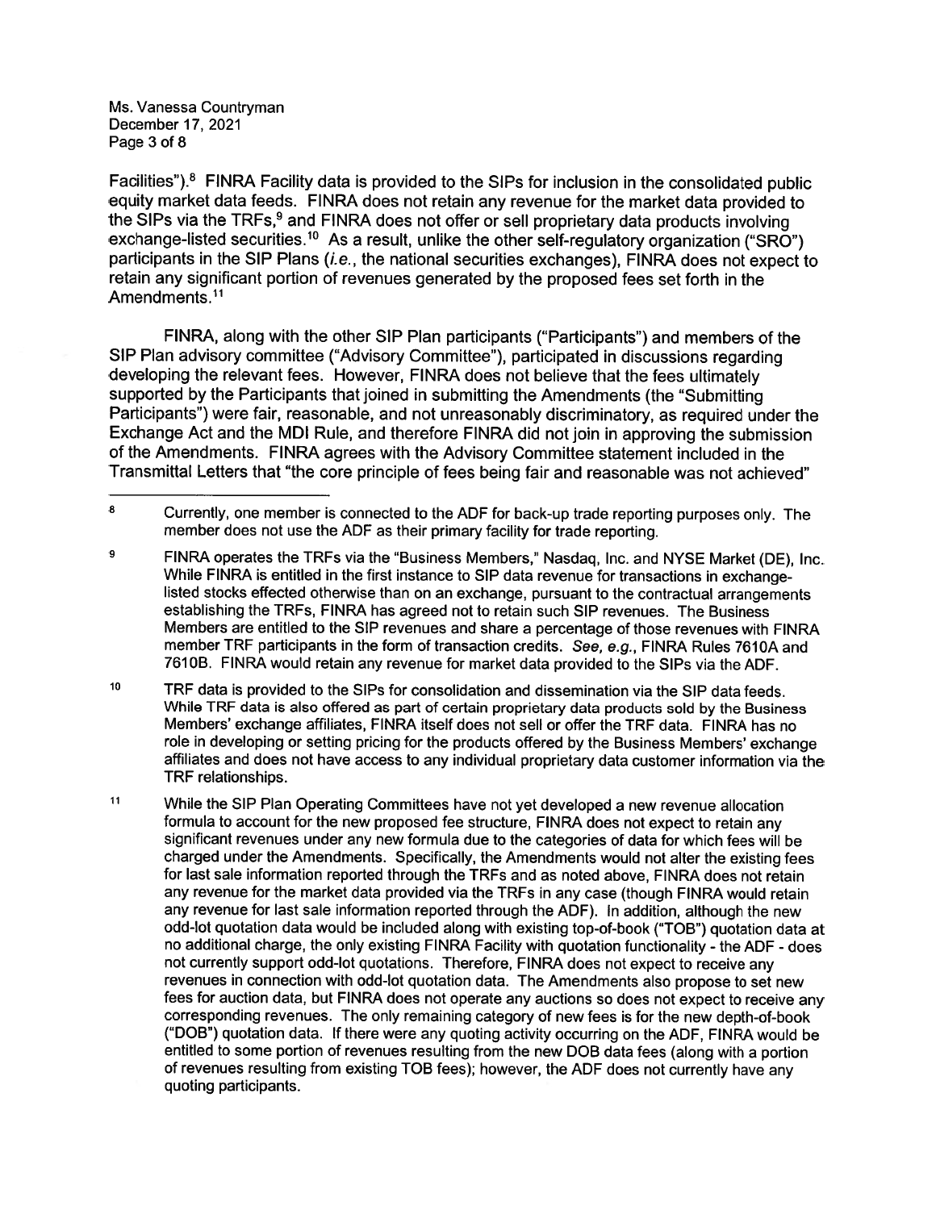Facilities").[8] FINRA Facility data is provided to the SIPs for inclusion in the consolidated public equity market data feeds. FINRA does not retain any revenue for the market data provided to the SIPs via the TRFs,[9] and FINRA does not offer or sell proprietary data products involving exchange-listed securities.[10] As a result, unlike the other self-regulatory organization ("SRO") participants in the SIP Plans (*i.e.*, the national securities exchanges), FINRA does not expect to retain any significant portion of revenues generated by the proposed fees set forth in the Amendments.[11]

FINRA, along with the other SIP Plan participants ("Participants") and members of the SIP Plan advisory committee ("Advisory Committee"), participated in discussions regarding developing the relevant fees. However, FINRA does not believe that the fees ultimately supported by the Participants that joined in submitting the Amendments (the "Submitting Participants") were fair, reasonable, and not unreasonably discriminatory, as required under the Exchange Act and the MDI Rule, and therefore FINRA did not join in approving the submission of the Amendments. FINRA agrees with the Advisory Committee statement included in the Transmittal Letters that "the core principle of fees being fair and reasonable was not achieved"

---

[8] Currently, one member is connected to the ADF for back-up trade reporting purposes only. The member does not use the ADF as their primary facility for trade reporting.

[9] FINRA operates the TRFs via the "Business Members," Nasdaq, Inc. and NYSE Market (DE), Inc. While FINRA is entitled in the first instance to SIP data revenue for transactions in exchange-listed stocks effected otherwise than on an exchange, pursuant to the contractual arrangements establishing the TRFs, FINRA has agreed not to retain such SIP revenues. The Business Members are entitled to the SIP revenues and share a percentage of those revenues with FINRA member TRF participants in the form of transaction credits. *See, e.g.*, FINRA Rules 7610A and 7610B. FINRA would retain any revenue for market data provided to the SIPs via the ADF.

[10] TRF data is provided to the SIPs for consolidation and dissemination via the SIP data feeds. While TRF data is also offered as part of certain proprietary data products sold by the Business Members' exchange affiliates, FINRA itself does not sell or offer the TRF data. FINRA has no role in developing or setting pricing for the products offered by the Business Members' exchange affiliates and does not have access to any individual proprietary data customer information via the TRF relationships.

[11] While the SIP Plan Operating Committees have not yet developed a new revenue allocation formula to account for the new proposed fee structure, FINRA does not expect to retain any significant revenues under any new formula due to the categories of data for which fees will be charged under the Amendments. Specifically, the Amendments would not alter the existing fees for last sale information reported through the TRFs and as noted above, FINRA does not retain any revenue for the market data provided via the TRFs in any case (though FINRA would retain any revenue for last sale information reported through the ADF). In addition, although the new odd-lot quotation data would be included along with existing top-of-book ("TOB") quotation data at no additional charge, the only existing FINRA Facility with quotation functionality - the ADF - does not currently support odd-lot quotations. Therefore, FINRA does not expect to receive any revenues in connection with odd-lot quotation data. The Amendments also propose to set new fees for auction data, but FINRA does not operate any auctions so does not expect to receive any corresponding revenues. The only remaining category of new fees is for the new depth-of-book ("DOB") quotation data. If there were any quoting activity occurring on the ADF, FINRA would be entitled to some portion of revenues resulting from the new DOB data fees (along with a portion of revenues resulting from existing TOB fees); however, the ADF does not currently have any quoting participants.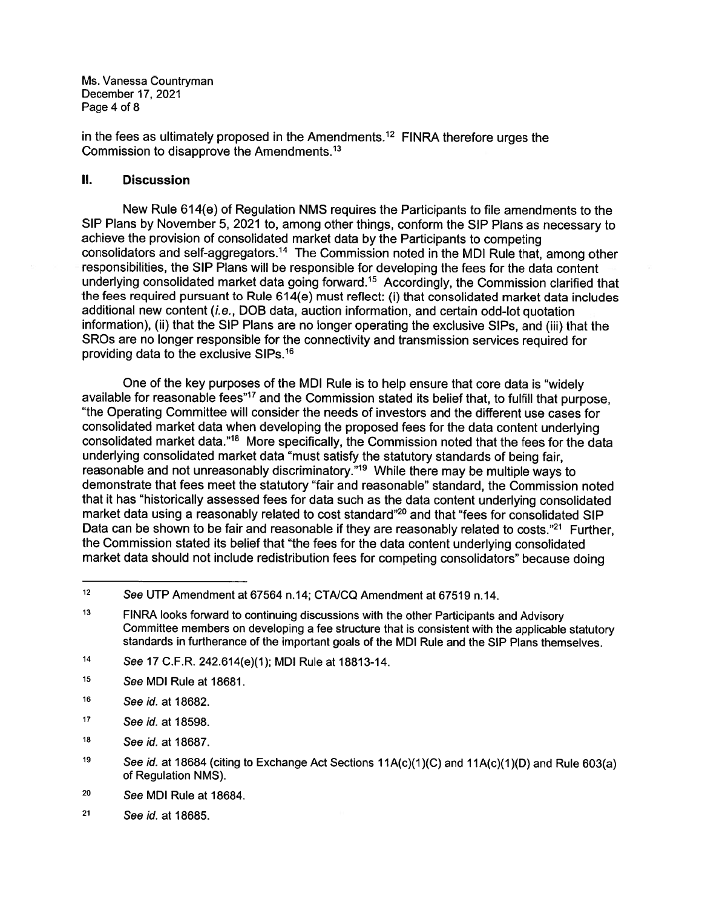in the fees as ultimately proposed in the Amendments.[12] FINRA therefore urges the Commission to disapprove the Amendments.[13]

## II. Discussion

New Rule 614(e) of Regulation NMS requires the Participants to file amendments to the SIP Plans by November 5, 2021 to, among other things, conform the SIP Plans as necessary to achieve the provision of consolidated market data by the Participants to competing consolidators and self-aggregators.[14] The Commission noted in the MDI Rule that, among other responsibilities, the SIP Plans will be responsible for developing the fees for the data content underlying consolidated market data going forward.[15] Accordingly, the Commission clarified that the fees required pursuant to Rule 614(e) must reflect: (i) that consolidated market data includes additional new content (*i.e.*, DOB data, auction information, and certain odd-lot quotation information), (ii) that the SIP Plans are no longer operating the exclusive SIPs, and (iii) that the SROs are no longer responsible for the connectivity and transmission services required for providing data to the exclusive SIPs.[16]

One of the key purposes of the MDI Rule is to help ensure that core data is "widely available for reasonable fees"[17] and the Commission stated its belief that, to fulfill that purpose, "the Operating Committee will consider the needs of investors and the different use cases for consolidated market data when developing the proposed fees for the data content underlying consolidated market data."[18] More specifically, the Commission noted that the fees for the data underlying consolidated market data "must satisfy the statutory standards of being fair, reasonable and not unreasonably discriminatory."[19] While there may be multiple ways to demonstrate that fees meet the statutory "fair and reasonable" standard, the Commission noted that it has "historically assessed fees for data such as the data content underlying consolidated market data using a reasonably related to cost standard"[20] and that "fees for consolidated SIP Data can be shown to be fair and reasonable if they are reasonably related to costs."[21] Further, the Commission stated its belief that "the fees for the data content underlying consolidated market data should not include redistribution fees for competing consolidators" because doing

---

12. *See* UTP Amendment at 67564 n.14; CTA/CQ Amendment at 67519 n.14.

13. FINRA looks forward to continuing discussions with the other Participants and Advisory Committee members on developing a fee structure that is consistent with the applicable statutory standards in furtherance of the important goals of the MDI Rule and the SIP Plans themselves.

14. *See* 17 C.F.R. 242.614(e)(1); MDI Rule at 18813-14.

15. *See* MDI Rule at 18681.

16. *See id.* at 18682.

17. *See id.* at 18598.

18. *See id.* at 18687.

19. *See id.* at 18684 (citing to Exchange Act Sections 11A(c)(1)(C) and 11A(c)(1)(D) and Rule 603(a) of Regulation NMS).

20. *See* MDI Rule at 18684.

21. *See id.* at 18685.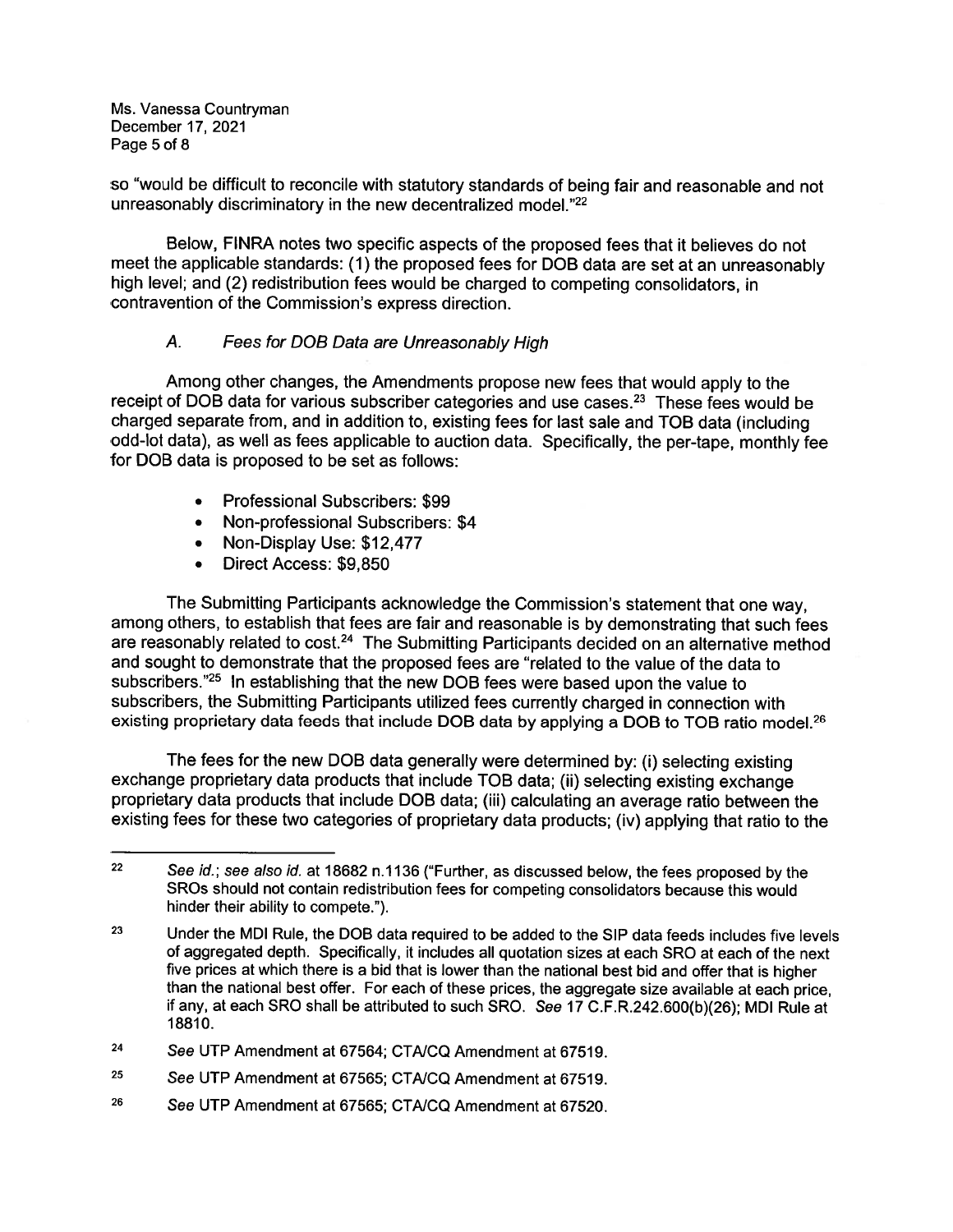so "would be difficult to reconcile with statutory standards of being fair and reasonable and not unreasonably discriminatory in the new decentralized model."[22]

Below, FINRA notes two specific aspects of the proposed fees that it believes do not meet the applicable standards: (1) the proposed fees for DOB data are set at an unreasonably high level; and (2) redistribution fees would be charged to competing consolidators, in contravention of the Commission's express direction.

### A. *Fees for DOB Data are Unreasonably High*

Among other changes, the Amendments propose new fees that would apply to the receipt of DOB data for various subscriber categories and use cases.[23] These fees would be charged separate from, and in addition to, existing fees for last sale and TOB data (including odd-lot data), as well as fees applicable to auction data. Specifically, the per-tape, monthly fee for DOB data is proposed to be set as follows:

- Professional Subscribers: $99
- Non-professional Subscribers: $4
- Non-Display Use: $12,477
- Direct Access: $9,850

The Submitting Participants acknowledge the Commission's statement that one way, among others, to establish that fees are fair and reasonable is by demonstrating that such fees are reasonably related to cost.[24] The Submitting Participants decided on an alternative method and sought to demonstrate that the proposed fees are "related to the value of the data to subscribers."[25] In establishing that the new DOB fees were based upon the value to subscribers, the Submitting Participants utilized fees currently charged in connection with existing proprietary data feeds that include DOB data by applying a DOB to TOB ratio model.[26]

The fees for the new DOB data generally were determined by: (i) selecting existing exchange proprietary data products that include TOB data; (ii) selecting existing exchange proprietary data products that include DOB data; (iii) calculating an average ratio between the existing fees for these two categories of proprietary data products; (iv) applying that ratio to the

---

[22] *See id.*; *see also id.* at 18682 n.1136 ("Further, as discussed below, the fees proposed by the SROs should not contain redistribution fees for competing consolidators because this would hinder their ability to compete.").

[23] Under the MDI Rule, the DOB data required to be added to the SIP data feeds includes five levels of aggregated depth. Specifically, it includes all quotation sizes at each SRO at each of the next five prices at which there is a bid that is lower than the national best bid and offer that is higher than the national best offer. For each of these prices, the aggregate size available at each price, if any, at each SRO shall be attributed to such SRO. *See* 17 C.F.R.242.600(b)(26); MDI Rule at 18810.

[24] *See* UTP Amendment at 67564; CTA/CQ Amendment at 67519.

[25] *See* UTP Amendment at 67565; CTA/CQ Amendment at 67519.

[26] *See* UTP Amendment at 67565; CTA/CQ Amendment at 67520.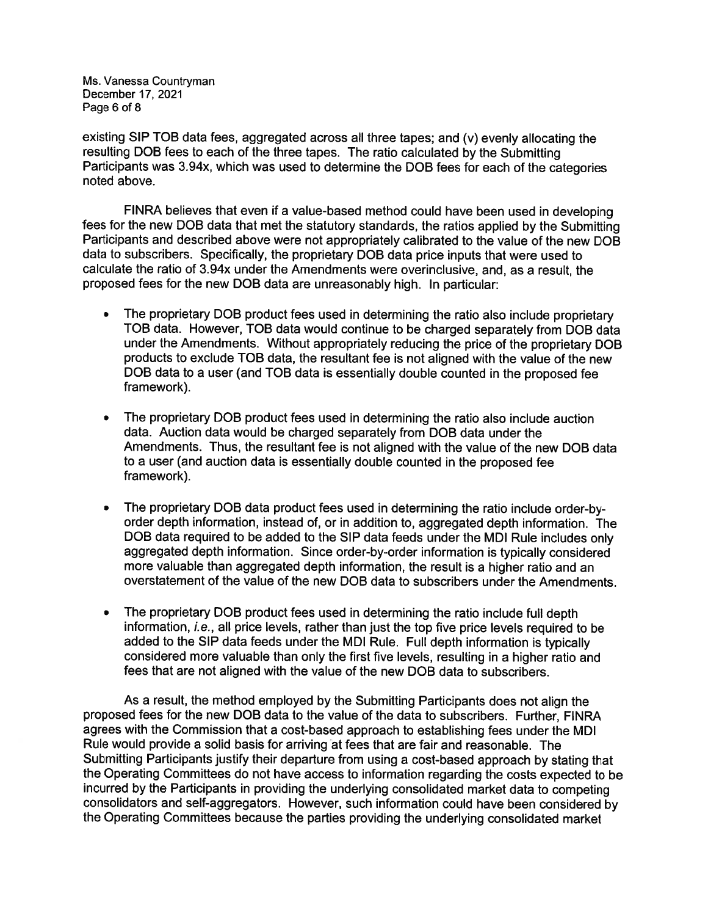existing SIP TOB data fees, aggregated across all three tapes; and (v) evenly allocating the resulting DOB fees to each of the three tapes. The ratio calculated by the Submitting Participants was 3.94x, which was used to determine the DOB fees for each of the categories noted above.

FINRA believes that even if a value-based method could have been used in developing fees for the new DOB data that met the statutory standards, the ratios applied by the Submitting Participants and described above were not appropriately calibrated to the value of the new DOB data to subscribers. Specifically, the proprietary DOB data price inputs that were used to calculate the ratio of 3.94x under the Amendments were overinclusive, and, as a result, the proposed fees for the new DOB data are unreasonably high. In particular:

- The proprietary DOB product fees used in determining the ratio also include proprietary TOB data. However, TOB data would continue to be charged separately from DOB data under the Amendments. Without appropriately reducing the price of the proprietary DOB products to exclude TOB data, the resultant fee is not aligned with the value of the new DOB data to a user (and TOB data is essentially double counted in the proposed fee framework).

- The proprietary DOB product fees used in determining the ratio also include auction data. Auction data would be charged separately from DOB data under the Amendments. Thus, the resultant fee is not aligned with the value of the new DOB data to a user (and auction data is essentially double counted in the proposed fee framework).

- The proprietary DOB data product fees used in determining the ratio include order-by-order depth information, instead of, or in addition to, aggregated depth information. The DOB data required to be added to the SIP data feeds under the MDI Rule includes only aggregated depth information. Since order-by-order information is typically considered more valuable than aggregated depth information, the result is a higher ratio and an overstatement of the value of the new DOB data to subscribers under the Amendments.

- The proprietary DOB product fees used in determining the ratio include full depth information, *i.e.*, all price levels, rather than just the top five price levels required to be added to the SIP data feeds under the MDI Rule. Full depth information is typically considered more valuable than only the first five levels, resulting in a higher ratio and fees that are not aligned with the value of the new DOB data to subscribers.

As a result, the method employed by the Submitting Participants does not align the proposed fees for the new DOB data to the value of the data to subscribers. Further, FINRA agrees with the Commission that a cost-based approach to establishing fees under the MDI Rule would provide a solid basis for arriving at fees that are fair and reasonable. The Submitting Participants justify their departure from using a cost-based approach by stating that the Operating Committees do not have access to information regarding the costs expected to be incurred by the Participants in providing the underlying consolidated market data to competing consolidators and self-aggregators. However, such information could have been considered by the Operating Committees because the parties providing the underlying consolidated market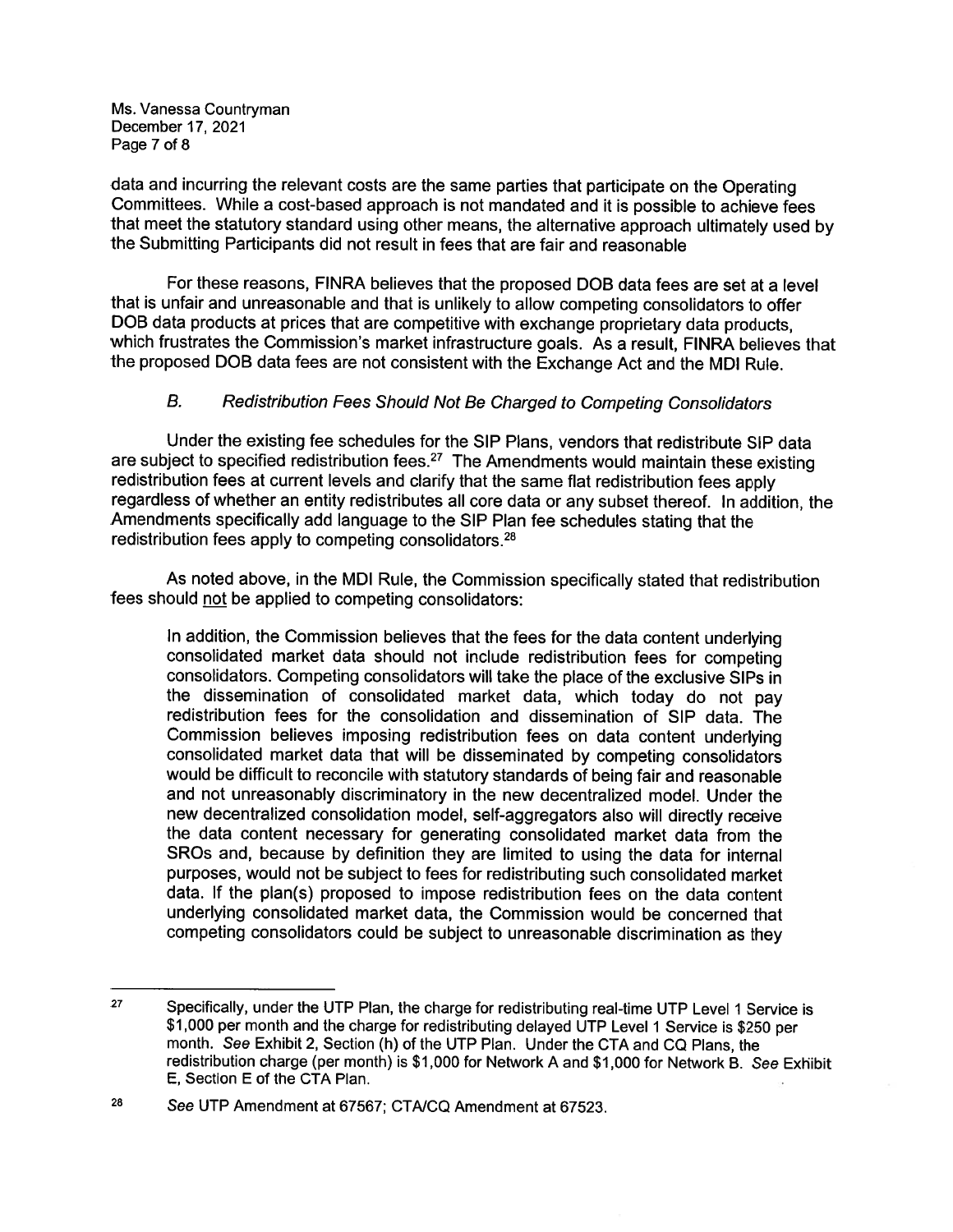data and incurring the relevant costs are the same parties that participate on the Operating Committees. While a cost-based approach is not mandated and it is possible to achieve fees that meet the statutory standard using other means, the alternative approach ultimately used by the Submitting Participants did not result in fees that are fair and reasonable

For these reasons, FINRA believes that the proposed DOB data fees are set at a level that is unfair and unreasonable and that is unlikely to allow competing consolidators to offer DOB data products at prices that are competitive with exchange proprietary data products, which frustrates the Commission's market infrastructure goals. As a result, FINRA believes that the proposed DOB data fees are not consistent with the Exchange Act and the MDI Rule.

### B. *Redistribution Fees Should Not Be Charged to Competing Consolidators*

Under the existing fee schedules for the SIP Plans, vendors that redistribute SIP data are subject to specified redistribution fees.[27] The Amendments would maintain these existing redistribution fees at current levels and clarify that the same flat redistribution fees apply regardless of whether an entity redistributes all core data or any subset thereof. In addition, the Amendments specifically add language to the SIP Plan fee schedules stating that the redistribution fees apply to competing consolidators.[28]

As noted above, in the MDI Rule, the Commission specifically stated that redistribution fees should not be applied to competing consolidators:

> In addition, the Commission believes that the fees for the data content underlying consolidated market data should not include redistribution fees for competing consolidators. Competing consolidators will take the place of the exclusive SIPs in the dissemination of consolidated market data, which today do not pay redistribution fees for the consolidation and dissemination of SIP data. The Commission believes imposing redistribution fees on data content underlying consolidated market data that will be disseminated by competing consolidators would be difficult to reconcile with statutory standards of being fair and reasonable and not unreasonably discriminatory in the new decentralized model. Under the new decentralized consolidation model, self-aggregators also will directly receive the data content necessary for generating consolidated market data from the SROs and, because by definition they are limited to using the data for internal purposes, would not be subject to fees for redistributing such consolidated market data. If the plan(s) proposed to impose redistribution fees on the data content underlying consolidated market data, the Commission would be concerned that competing consolidators could be subject to unreasonable discrimination as they

---

27 Specifically, under the UTP Plan, the charge for redistributing real-time UTP Level 1 Service is $1,000 per month and the charge for redistributing delayed UTP Level 1 Service is $250 per month. *See* Exhibit 2, Section (h) of the UTP Plan. Under the CTA and CQ Plans, the redistribution charge (per month) is $1,000 for Network A and $1,000 for Network B. *See* Exhibit E, Section E of the CTA Plan.

28 *See* UTP Amendment at 67567; CTA/CQ Amendment at 67523.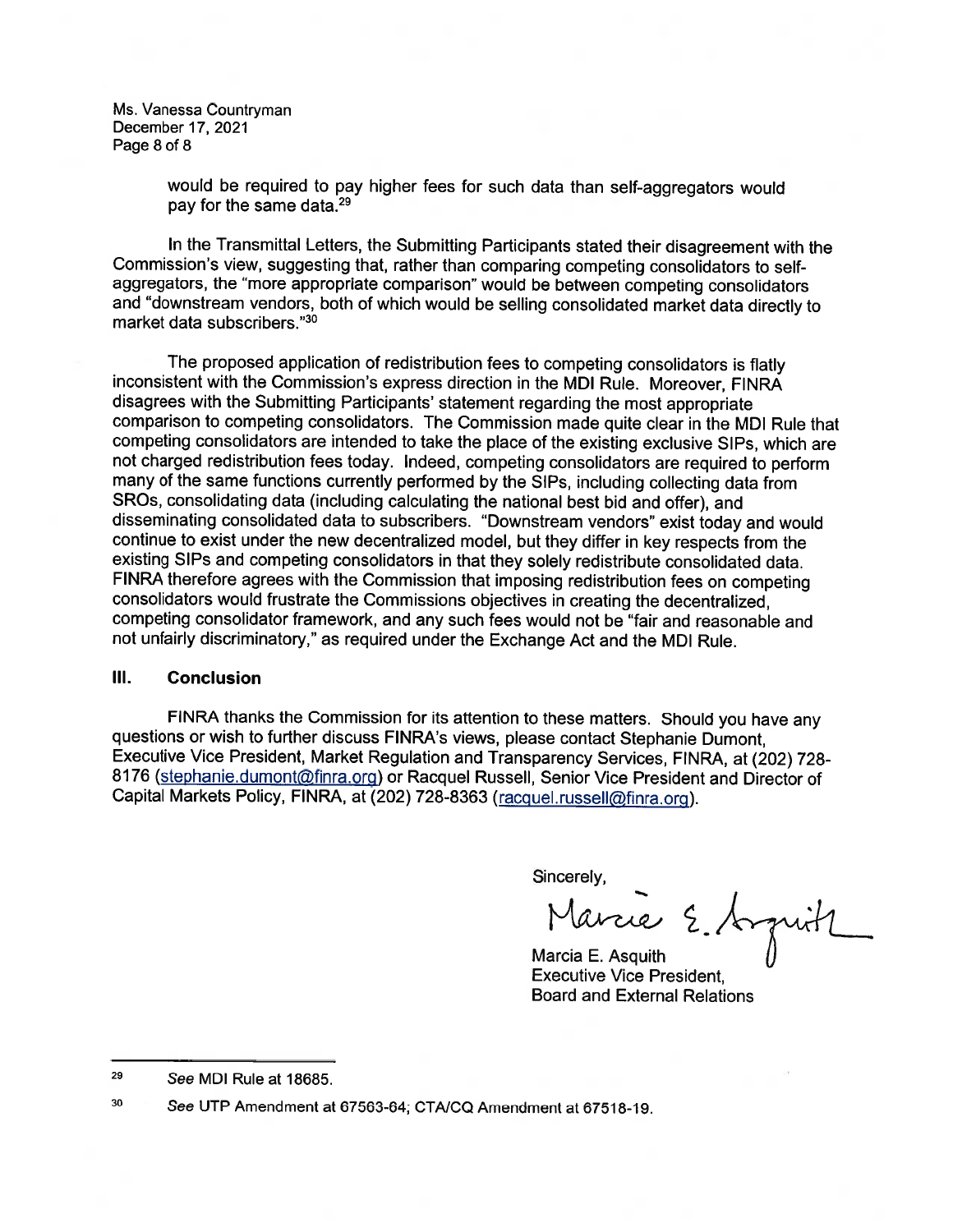would be required to pay higher fees for such data than self-aggregators would pay for the same data.[29]

In the Transmittal Letters, the Submitting Participants stated their disagreement with the Commission's view, suggesting that, rather than comparing competing consolidators to self-aggregators, the "more appropriate comparison" would be between competing consolidators and "downstream vendors, both of which would be selling consolidated market data directly to market data subscribers."[30]

The proposed application of redistribution fees to competing consolidators is flatly inconsistent with the Commission's express direction in the MDI Rule. Moreover, FINRA disagrees with the Submitting Participants' statement regarding the most appropriate comparison to competing consolidators. The Commission made quite clear in the MDI Rule that competing consolidators are intended to take the place of the existing exclusive SIPs, which are not charged redistribution fees today. Indeed, competing consolidators are required to perform many of the same functions currently performed by the SIPs, including collecting data from SROs, consolidating data (including calculating the national best bid and offer), and disseminating consolidated data to subscribers. "Downstream vendors" exist today and would continue to exist under the new decentralized model, but they differ in key respects from the existing SIPs and competing consolidators in that they solely redistribute consolidated data. FINRA therefore agrees with the Commission that imposing redistribution fees on competing consolidators would frustrate the Commissions objectives in creating the decentralized, competing consolidator framework, and any such fees would not be "fair and reasonable and not unfairly discriminatory," as required under the Exchange Act and the MDI Rule.

## III. Conclusion

FINRA thanks the Commission for its attention to these matters. Should you have any questions or wish to further discuss FINRA's views, please contact Stephanie Dumont, Executive Vice President, Market Regulation and Transparency Services, FINRA, at (202) 728-8176 (stephanie.dumont@finra.org) or Racquel Russell, Senior Vice President and Director of Capital Markets Policy, FINRA, at (202) 728-8363 (racquel.russell@finra.org).

Sincerely,

Marcia E. Asquith

Marcia E. Asquith
Executive Vice President,
Board and External Relations

---

29 *See* MDI Rule at 18685.

30 *See* UTP Amendment at 67563-64; CTA/CQ Amendment at 67518-19.